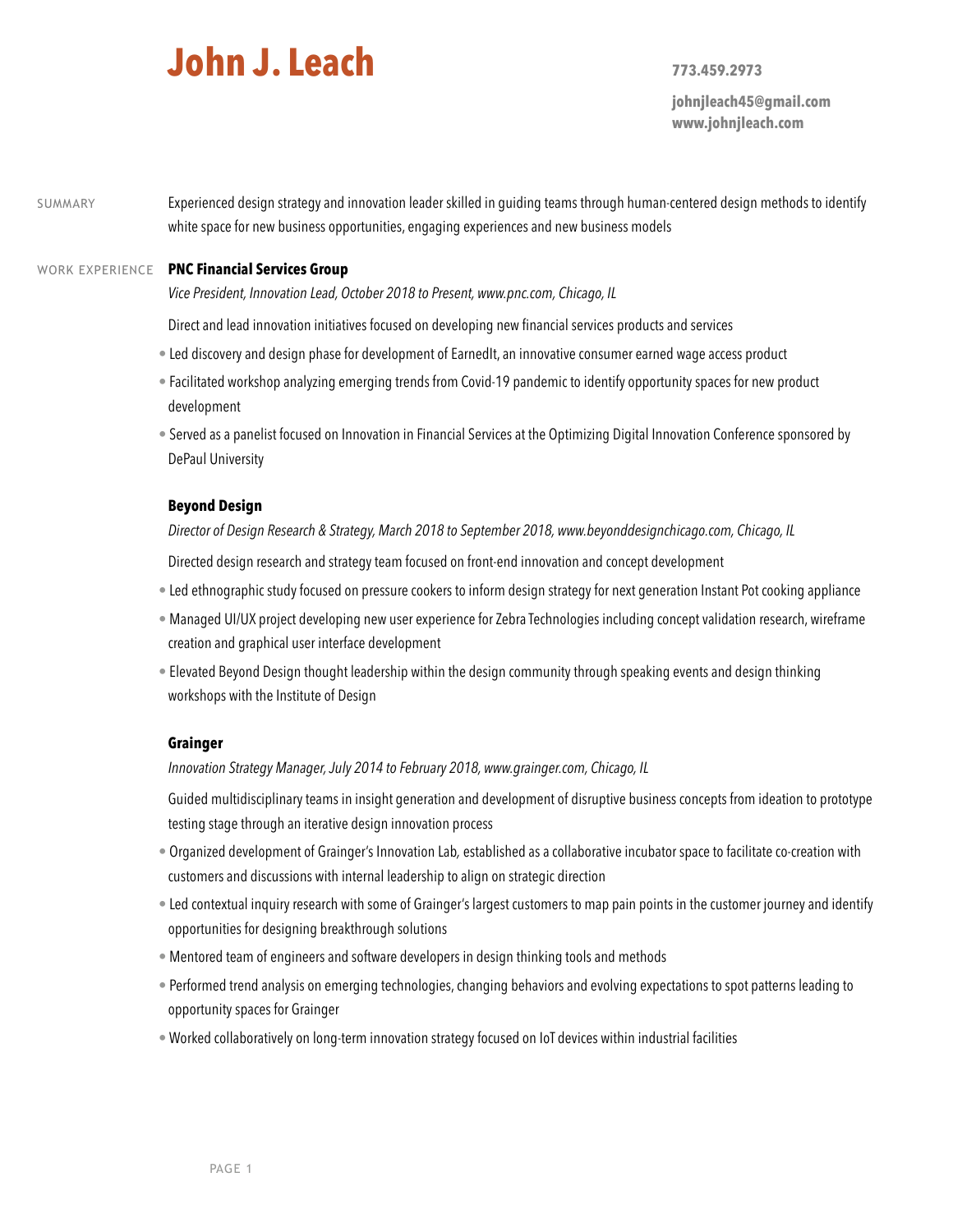# John J. Leach

**773.459.2973**

**johnjleach45@gmail.com**
**www.johnjleach.com**

## SUMMARY

Experienced design strategy and innovation leader skilled in guiding teams through human-centered design methods to identify white space for new business opportunities, engaging experiences and new business models

## WORK EXPERIENCE

### PNC Financial Services Group

*Vice President, Innovation Lead, October 2018 to Present, www.pnc.com, Chicago, IL*

Direct and lead innovation initiatives focused on developing new financial services products and services

- Led discovery and design phase for development of EarnedIt, an innovative consumer earned wage access product
- Facilitated workshop analyzing emerging trends from Covid-19 pandemic to identify opportunity spaces for new product development
- Served as a panelist focused on Innovation in Financial Services at the Optimizing Digital Innovation Conference sponsored by DePaul University

### Beyond Design

*Director of Design Research & Strategy, March 2018 to September 2018, www.beyonddesignchicago.com, Chicago, IL*

Directed design research and strategy team focused on front-end innovation and concept development

- Led ethnographic study focused on pressure cookers to inform design strategy for next generation Instant Pot cooking appliance
- Managed UI/UX project developing new user experience for Zebra Technologies including concept validation research, wireframe creation and graphical user interface development
- Elevated Beyond Design thought leadership within the design community through speaking events and design thinking workshops with the Institute of Design

### Grainger

*Innovation Strategy Manager, July 2014 to February 2018, www.grainger.com, Chicago, IL*

Guided multidisciplinary teams in insight generation and development of disruptive business concepts from ideation to prototype testing stage through an iterative design innovation process

- Organized development of Grainger's Innovation Lab, established as a collaborative incubator space to facilitate co-creation with customers and discussions with internal leadership to align on strategic direction
- Led contextual inquiry research with some of Grainger's largest customers to map pain points in the customer journey and identify opportunities for designing breakthrough solutions
- Mentored team of engineers and software developers in design thinking tools and methods
- Performed trend analysis on emerging technologies, changing behaviors and evolving expectations to spot patterns leading to opportunity spaces for Grainger
- Worked collaboratively on long-term innovation strategy focused on IoT devices within industrial facilities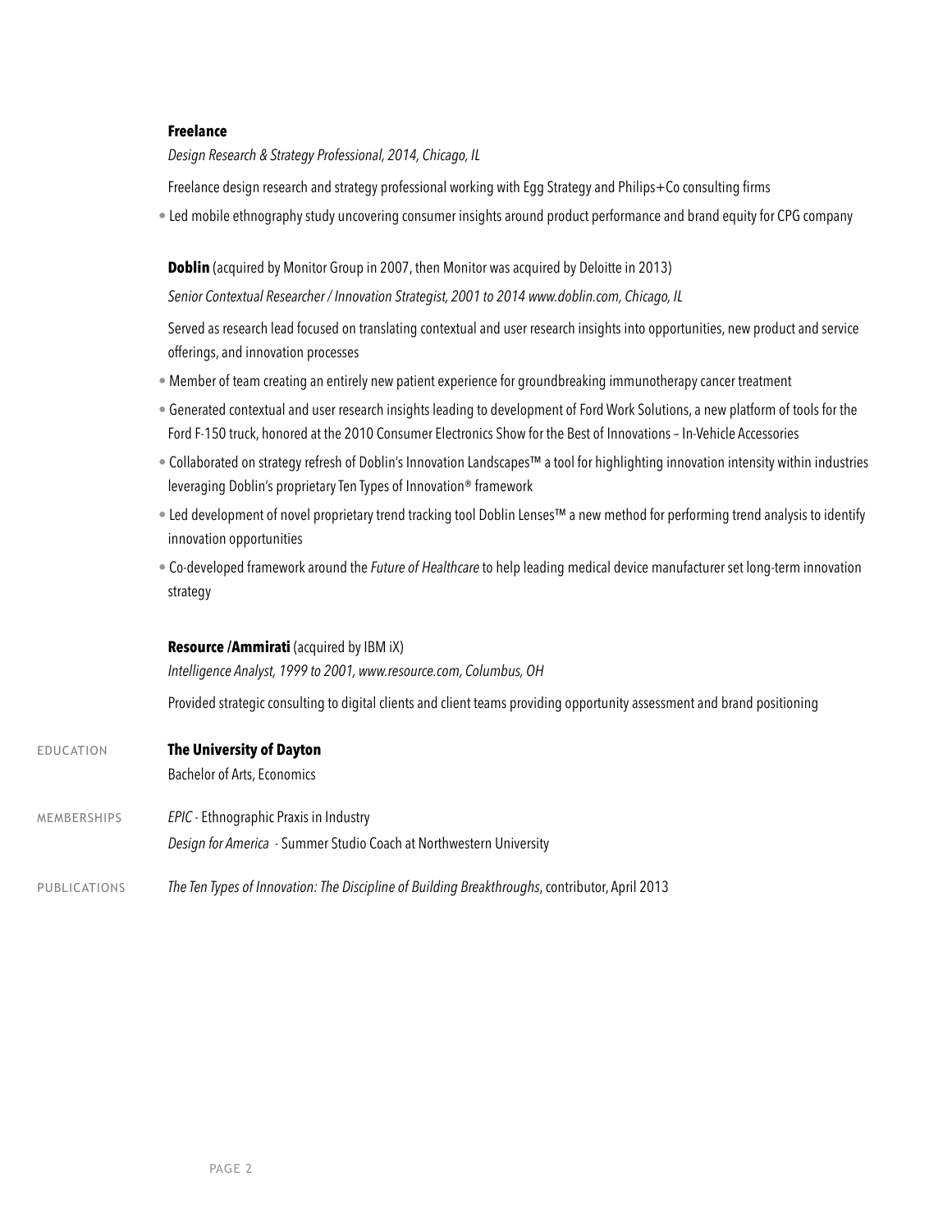**Freelance**

*Design Research & Strategy Professional, 2014, Chicago, IL*

Freelance design research and strategy professional working with Egg Strategy and Philips+Co consulting firms

- Led mobile ethnography study uncovering consumer insights around product performance and brand equity for CPG company

**Doblin** (acquired by Monitor Group in 2007, then Monitor was acquired by Deloitte in 2013)

*Senior Contextual Researcher / Innovation Strategist, 2001 to 2014 www.doblin.com, Chicago, IL*

Served as research lead focused on translating contextual and user research insights into opportunities, new product and service offerings, and innovation processes

- Member of team creating an entirely new patient experience for groundbreaking immunotherapy cancer treatment
- Generated contextual and user research insights leading to development of Ford Work Solutions, a new platform of tools for the Ford F-150 truck, honored at the 2010 Consumer Electronics Show for the Best of Innovations – In-Vehicle Accessories
- Collaborated on strategy refresh of Doblin's Innovation Landscapes™ a tool for highlighting innovation intensity within industries leveraging Doblin's proprietary Ten Types of Innovation® framework
- Led development of novel proprietary trend tracking tool Doblin Lenses™ a new method for performing trend analysis to identify innovation opportunities
- Co-developed framework around the *Future of Healthcare* to help leading medical device manufacturer set long-term innovation strategy

**Resource /Ammirati** (acquired by IBM iX)

*Intelligence Analyst, 1999 to 2001, www.resource.com, Columbus, OH*

Provided strategic consulting to digital clients and client teams providing opportunity assessment and brand positioning

## EDUCATION

**The University of Dayton**

Bachelor of Arts, Economics

## MEMBERSHIPS

*EPIC* - Ethnographic Praxis in Industry

*Design for America* - Summer Studio Coach at Northwestern University

## PUBLICATIONS

*The Ten Types of Innovation: The Discipline of Building Breakthroughs*, contributor, April 2013